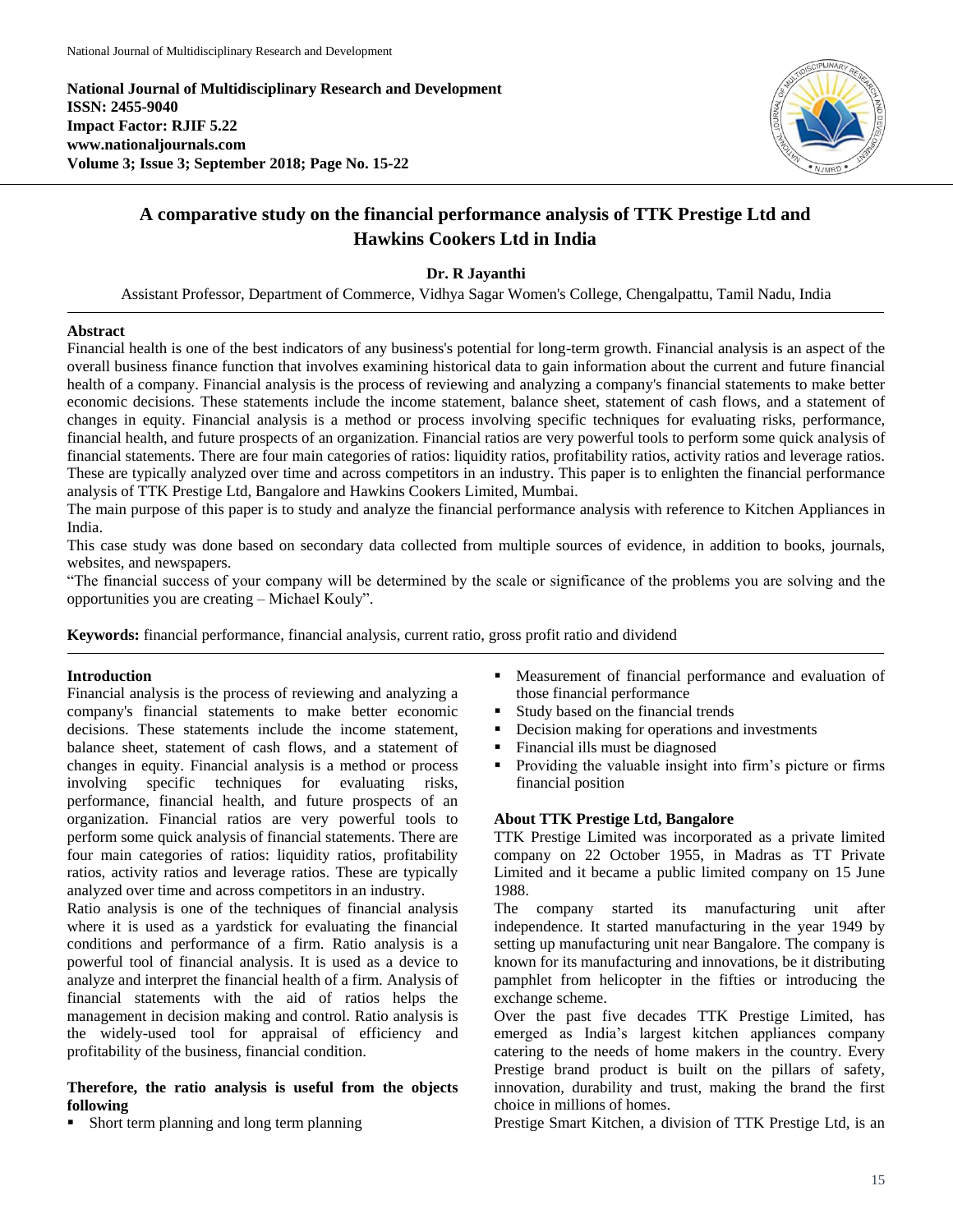National Journal of Multidisciplinary Research and Development
ISSN: 2455-9040
Impact Factor: RJIF 5.22
www.nationaljournals.com
Volume 3; Issue 3; September 2018; Page No. 15-22

# A comparative study on the financial performance analysis of TTK Prestige Ltd and Hawkins Cookers Ltd in India

**Dr. R Jayanthi**

Assistant Professor, Department of Commerce, Vidhya Sagar Women's College, Chengalpattu, Tamil Nadu, India

## Abstract

Financial health is one of the best indicators of any business's potential for long-term growth. Financial analysis is an aspect of the overall business finance function that involves examining historical data to gain information about the current and future financial health of a company. Financial analysis is the process of reviewing and analyzing a company's financial statements to make better economic decisions. These statements include the income statement, balance sheet, statement of cash flows, and a statement of changes in equity. Financial analysis is a method or process involving specific techniques for evaluating risks, performance, financial health, and future prospects of an organization. Financial ratios are very powerful tools to perform some quick analysis of financial statements. There are four main categories of ratios: liquidity ratios, profitability ratios, activity ratios and leverage ratios. These are typically analyzed over time and across competitors in an industry. This paper is to enlighten the financial performance analysis of TTK Prestige Ltd, Bangalore and Hawkins Cookers Limited, Mumbai.

The main purpose of this paper is to study and analyze the financial performance analysis with reference to Kitchen Appliances in India.

This case study was done based on secondary data collected from multiple sources of evidence, in addition to books, journals, websites, and newspapers.

"The financial success of your company will be determined by the scale or significance of the problems you are solving and the opportunities you are creating – Michael Kouly".

**Keywords:** financial performance, financial analysis, current ratio, gross profit ratio and dividend

## Introduction

Financial analysis is the process of reviewing and analyzing a company's financial statements to make better economic decisions. These statements include the income statement, balance sheet, statement of cash flows, and a statement of changes in equity. Financial analysis is a method or process involving specific techniques for evaluating risks, performance, financial health, and future prospects of an organization. Financial ratios are very powerful tools to perform some quick analysis of financial statements. There are four main categories of ratios: liquidity ratios, profitability ratios, activity ratios and leverage ratios. These are typically analyzed over time and across competitors in an industry.

Ratio analysis is one of the techniques of financial analysis where it is used as a yardstick for evaluating the financial conditions and performance of a firm. Ratio analysis is a powerful tool of financial analysis. It is used as a device to analyze and interpret the financial health of a firm. Analysis of financial statements with the aid of ratios helps the management in decision making and control. Ratio analysis is the widely-used tool for appraisal of efficiency and profitability of the business, financial condition.

**Therefore, the ratio analysis is useful from the objects following**

- Short term planning and long term planning
- Measurement of financial performance and evaluation of those financial performance
- Study based on the financial trends
- Decision making for operations and investments
- Financial ills must be diagnosed
- Providing the valuable insight into firm's picture or firms financial position

### About TTK Prestige Ltd, Bangalore

TTK Prestige Limited was incorporated as a private limited company on 22 October 1955, in Madras as TT Private Limited and it became a public limited company on 15 June 1988.

The company started its manufacturing unit after independence. It started manufacturing in the year 1949 by setting up manufacturing unit near Bangalore. The company is known for its manufacturing and innovations, be it distributing pamphlet from helicopter in the fifties or introducing the exchange scheme.

Over the past five decades TTK Prestige Limited, has emerged as India's largest kitchen appliances company catering to the needs of home makers in the country. Every Prestige brand product is built on the pillars of safety, innovation, durability and trust, making the brand the first choice in millions of homes.

Prestige Smart Kitchen, a division of TTK Prestige Ltd, is an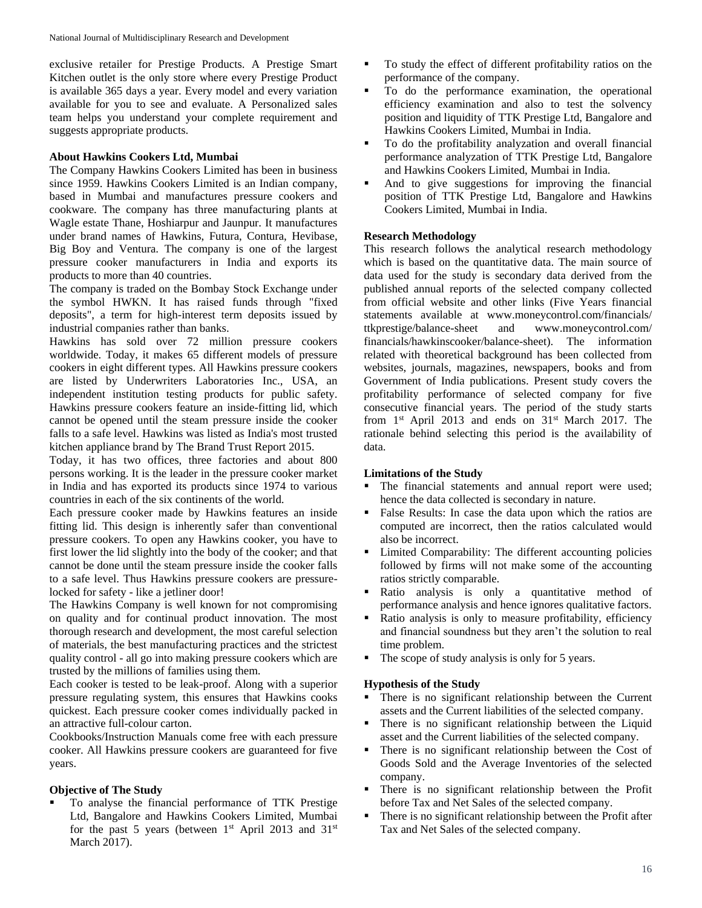exclusive retailer for Prestige Products. A Prestige Smart Kitchen outlet is the only store where every Prestige Product is available 365 days a year. Every model and every variation available for you to see and evaluate. A Personalized sales team helps you understand your complete requirement and suggests appropriate products.

**About Hawkins Cookers Ltd, Mumbai**

The Company Hawkins Cookers Limited has been in business since 1959. Hawkins Cookers Limited is an Indian company, based in Mumbai and manufactures pressure cookers and cookware. The company has three manufacturing plants at Wagle estate Thane, Hoshiarpur and Jaunpur. It manufactures under brand names of Hawkins, Futura, Contura, Hevibase, Big Boy and Ventura. The company is one of the largest pressure cooker manufacturers in India and exports its products to more than 40 countries.

The company is traded on the Bombay Stock Exchange under the symbol HWKN. It has raised funds through "fixed deposits", a term for high-interest term deposits issued by industrial companies rather than banks.

Hawkins has sold over 72 million pressure cookers worldwide. Today, it makes 65 different models of pressure cookers in eight different types. All Hawkins pressure cookers are listed by Underwriters Laboratories Inc., USA, an independent institution testing products for public safety. Hawkins pressure cookers feature an inside-fitting lid, which cannot be opened until the steam pressure inside the cooker falls to a safe level. Hawkins was listed as India's most trusted kitchen appliance brand by The Brand Trust Report 2015.

Today, it has two offices, three factories and about 800 persons working. It is the leader in the pressure cooker market in India and has exported its products since 1974 to various countries in each of the six continents of the world.

Each pressure cooker made by Hawkins features an inside fitting lid. This design is inherently safer than conventional pressure cookers. To open any Hawkins cooker, you have to first lower the lid slightly into the body of the cooker; and that cannot be done until the steam pressure inside the cooker falls to a safe level. Thus Hawkins pressure cookers are pressure-locked for safety - like a jetliner door!

The Hawkins Company is well known for not compromising on quality and for continual product innovation. The most thorough research and development, the most careful selection of materials, the best manufacturing practices and the strictest quality control - all go into making pressure cookers which are trusted by the millions of families using them.

Each cooker is tested to be leak-proof. Along with a superior pressure regulating system, this ensures that Hawkins cooks quickest. Each pressure cooker comes individually packed in an attractive full-colour carton.

Cookbooks/Instruction Manuals come free with each pressure cooker. All Hawkins pressure cookers are guaranteed for five years.

**Objective of The Study**

- To analyse the financial performance of TTK Prestige Ltd, Bangalore and Hawkins Cookers Limited, Mumbai for the past 5 years (between 1st April 2013 and 31st March 2017).
- To study the effect of different profitability ratios on the performance of the company.
- To do the performance examination, the operational efficiency examination and also to test the solvency position and liquidity of TTK Prestige Ltd, Bangalore and Hawkins Cookers Limited, Mumbai in India.
- To do the profitability analyzation and overall financial performance analyzation of TTK Prestige Ltd, Bangalore and Hawkins Cookers Limited, Mumbai in India.
- And to give suggestions for improving the financial position of TTK Prestige Ltd, Bangalore and Hawkins Cookers Limited, Mumbai in India.

**Research Methodology**

This research follows the analytical research methodology which is based on the quantitative data. The main source of data used for the study is secondary data derived from the published annual reports of the selected company collected from official website and other links (Five Years financial statements available at www.moneycontrol.com/financials/ttkprestige/balance-sheet and www.moneycontrol.com/financials/hawkinscooker/balance-sheet). The information related with theoretical background has been collected from websites, journals, magazines, newspapers, books and from Government of India publications. Present study covers the profitability performance of selected company for five consecutive financial years. The period of the study starts from 1st April 2013 and ends on 31st March 2017. The rationale behind selecting this period is the availability of data.

**Limitations of the Study**

- The financial statements and annual report were used; hence the data collected is secondary in nature.
- False Results: In case the data upon which the ratios are computed are incorrect, then the ratios calculated would also be incorrect.
- Limited Comparability: The different accounting policies followed by firms will not make some of the accounting ratios strictly comparable.
- Ratio analysis is only quantitative method of performance analysis and hence ignores qualitative factors.
- Ratio analysis is only to measure profitability, efficiency and financial soundness but they aren't the solution to real time problem.
- The scope of study analysis is only for 5 years.

**Hypothesis of the Study**

- There is no significant relationship between the Current assets and the Current liabilities of the selected company.
- There is no significant relationship between the Liquid asset and the Current liabilities of the selected company.
- There is no significant relationship between the Cost of Goods Sold and the Average Inventories of the selected company.
- There is no significant relationship between the Profit before Tax and Net Sales of the selected company.
- There is no significant relationship between the Profit after Tax and Net Sales of the selected company.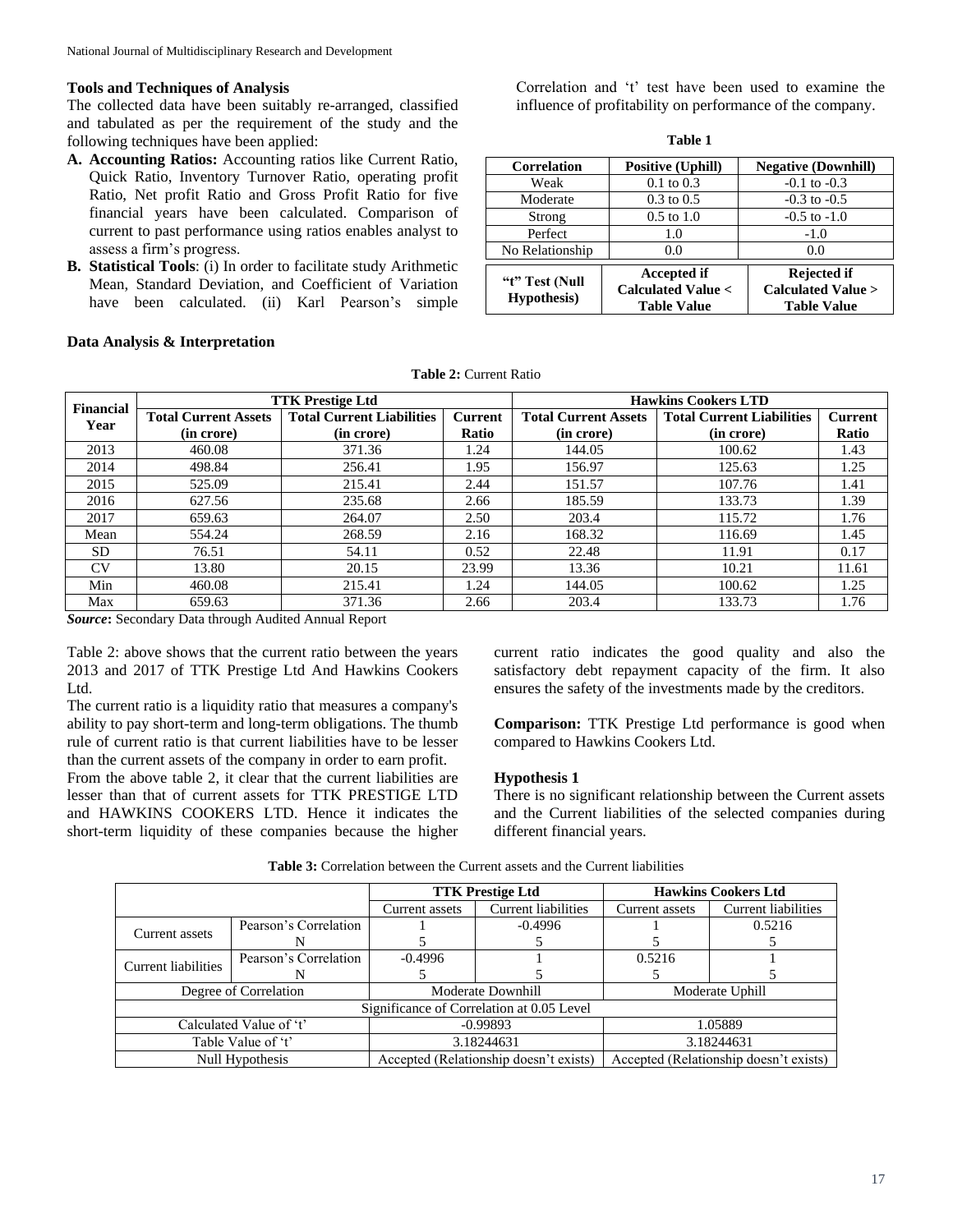### Tools and Techniques of Analysis

The collected data have been suitably re-arranged, classified and tabulated as per the requirement of the study and the following techniques have been applied:

- **A. Accounting Ratios:** Accounting ratios like Current Ratio, Quick Ratio, Inventory Turnover Ratio, operating profit Ratio, Net profit Ratio and Gross Profit Ratio for five financial years have been calculated. Comparison of current to past performance using ratios enables analyst to assess a firm's progress.
- **B. Statistical Tools**: (i) In order to facilitate study Arithmetic Mean, Standard Deviation, and Coefficient of Variation have been calculated. (ii) Karl Pearson's simple Correlation and 't' test have been used to examine the influence of profitability on performance of the company.

**Table 1**

| Correlation | Positive (Uphill) | Negative (Downhill) |
|---|---|---|
| Weak | 0.1 to 0.3 | -0.1 to -0.3 |
| Moderate | 0.3 to 0.5 | -0.3 to -0.5 |
| Strong | 0.5 to 1.0 | -0.5 to -1.0 |
| Perfect | 1.0 | -1.0 |
| No Relationship | 0.0 | 0.0 |
| **"t" Test (Null Hypothesis)** | **Accepted if Calculated Value < Table Value** | **Rejected if Calculated Value > Table Value** |

### Data Analysis & Interpretation

**Table 2:** Current Ratio

| Financial Year | TTK Prestige Ltd | | | Hawkins Cookers LTD | | |
|---|---|---|---|---|---|---|
| | Total Current Assets (in crore) | Total Current Liabilities (in crore) | Current Ratio | Total Current Assets (in crore) | Total Current Liabilities (in crore) | Current Ratio |
| 2013 | 460.08 | 371.36 | 1.24 | 144.05 | 100.62 | 1.43 |
| 2014 | 498.84 | 256.41 | 1.95 | 156.97 | 125.63 | 1.25 |
| 2015 | 525.09 | 215.41 | 2.44 | 151.57 | 107.76 | 1.41 |
| 2016 | 627.56 | 235.68 | 2.66 | 185.59 | 133.73 | 1.39 |
| 2017 | 659.63 | 264.07 | 2.50 | 203.4 | 115.72 | 1.76 |
| Mean | 554.24 | 268.59 | 2.16 | 168.32 | 116.69 | 1.45 |
| SD | 76.51 | 54.11 | 0.52 | 22.48 | 11.91 | 0.17 |
| CV | 13.80 | 20.15 | 23.99 | 13.36 | 10.21 | 11.61 |
| Min | 460.08 | 215.41 | 1.24 | 144.05 | 100.62 | 1.25 |
| Max | 659.63 | 371.36 | 2.66 | 203.4 | 133.73 | 1.76 |

***Source*:** Secondary Data through Audited Annual Report

Table 2: above shows that the current ratio between the years 2013 and 2017 of TTK Prestige Ltd And Hawkins Cookers Ltd.

The current ratio is a liquidity ratio that measures a company's ability to pay short-term and long-term obligations. The thumb rule of current ratio is that current liabilities have to be lesser than the current assets of the company in order to earn profit.

From the above table 2, it clear that the current liabilities are lesser than that of current assets for TTK PRESTIGE LTD and HAWKINS COOKERS LTD. Hence it indicates the short-term liquidity of these companies because the higher current ratio indicates the good quality and also the satisfactory debt repayment capacity of the firm. It also ensures the safety of the investments made by the creditors.

**Comparison:** TTK Prestige Ltd performance is good when compared to Hawkins Cookers Ltd.

### Hypothesis 1

There is no significant relationship between the Current assets and the Current liabilities of the selected companies during different financial years.

**Table 3:** Correlation between the Current assets and the Current liabilities

| | | TTK Prestige Ltd | | Hawkins Cookers Ltd | |
|---|---|---|---|---|---|
| | | Current assets | Current liabilities | Current assets | Current liabilities |
| Current assets | Pearson's Correlation | 1 | -0.4996 | 1 | 0.5216 |
| | N | 5 | 5 | 5 | 5 |
| Current liabilities | Pearson's Correlation | -0.4996 | 1 | 0.5216 | 1 |
| | N | 5 | 5 | 5 | 5 |
| Degree of Correlation | | Moderate Downhill | | Moderate Uphill | |
| Significance of Correlation at 0.05 Level | | | | | |
| Calculated Value of 't' | | -0.99893 | | 1.05889 | |
| Table Value of 't' | | 3.18244631 | | 3.18244631 | |
| Null Hypothesis | | Accepted (Relationship doesn't exists) | | Accepted (Relationship doesn't exists) | |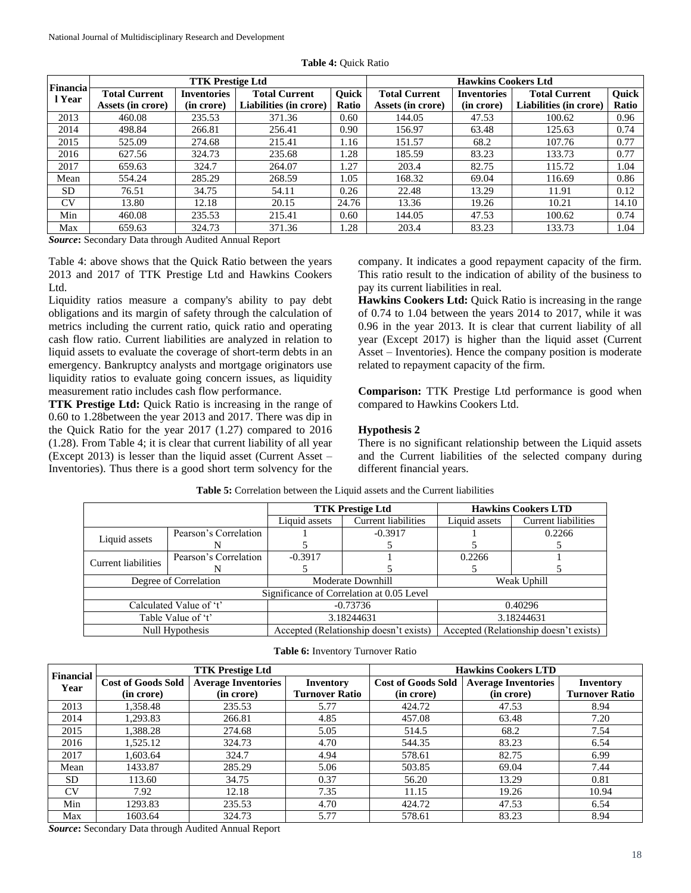**Table 4:** Quick Ratio

| Financial Year | TTK Prestige Ltd | | | | Hawkins Cookers Ltd | | | |
|---|---|---|---|---|---|---|---|---|
| | **Total Current Assets (in crore)** | **Inventories (in crore)** | **Total Current Liabilities (in crore)** | **Quick Ratio** | **Total Current Assets (in crore)** | **Inventories (in crore)** | **Total Current Liabilities (in crore)** | **Quick Ratio** |
| 2013 | 460.08 | 235.53 | 371.36 | 0.60 | 144.05 | 47.53 | 100.62 | 0.96 |
| 2014 | 498.84 | 266.81 | 256.41 | 0.90 | 156.97 | 63.48 | 125.63 | 0.74 |
| 2015 | 525.09 | 274.68 | 215.41 | 1.16 | 151.57 | 68.2 | 107.76 | 0.77 |
| 2016 | 627.56 | 324.73 | 235.68 | 1.28 | 185.59 | 83.23 | 133.73 | 0.77 |
| 2017 | 659.63 | 324.7 | 264.07 | 1.27 | 203.4 | 82.75 | 115.72 | 1.04 |
| Mean | 554.24 | 285.29 | 268.59 | 1.05 | 168.32 | 69.04 | 116.69 | 0.86 |
| SD | 76.51 | 34.75 | 54.11 | 0.26 | 22.48 | 13.29 | 11.91 | 0.12 |
| CV | 13.80 | 12.18 | 20.15 | 24.76 | 13.36 | 19.26 | 10.21 | 14.10 |
| Min | 460.08 | 235.53 | 215.41 | 0.60 | 144.05 | 47.53 | 100.62 | 0.74 |
| Max | 659.63 | 324.73 | 371.36 | 1.28 | 203.4 | 83.23 | 133.73 | 1.04 |

***Source*:** Secondary Data through Audited Annual Report

Table 4: above shows that the Quick Ratio between the years 2013 and 2017 of TTK Prestige Ltd and Hawkins Cookers Ltd.

Liquidity ratios measure a company's ability to pay debt obligations and its margin of safety through the calculation of metrics including the current ratio, quick ratio and operating cash flow ratio. Current liabilities are analyzed in relation to liquid assets to evaluate the coverage of short-term debts in an emergency. Bankruptcy analysts and mortgage originators use liquidity ratios to evaluate going concern issues, as liquidity measurement ratio includes cash flow performance.

**TTK Prestige Ltd:** Quick Ratio is increasing in the range of 0.60 to 1.28between the year 2013 and 2017. There was dip in the Quick Ratio for the year 2017 (1.27) compared to 2016 (1.28). From Table 4; it is clear that current liability of all year (Except 2013) is lesser than the liquid asset (Current Asset – Inventories). Thus there is a good short term solvency for the company. It indicates a good repayment capacity of the firm. This ratio result to the indication of ability of the business to pay its current liabilities in real.

**Hawkins Cookers Ltd:** Quick Ratio is increasing in the range of 0.74 to 1.04 between the years 2014 to 2017, while it was 0.96 in the year 2013. It is clear that current liability of all year (Except 2017) is higher than the liquid asset (Current Asset – Inventories). Hence the company position is moderate related to repayment capacity of the firm.

**Comparison:** TTK Prestige Ltd performance is good when compared to Hawkins Cookers Ltd.

### Hypothesis 2

There is no significant relationship between the Liquid assets and the Current liabilities of the selected company during different financial years.

**Table 5:** Correlation between the Liquid assets and the Current liabilities

| | | TTK Prestige Ltd | | Hawkins Cookers LTD | |
|---|---|---|---|---|---|
| | | Liquid assets | Current liabilities | Liquid assets | Current liabilities |
| Liquid assets | Pearson's Correlation | 1 | -0.3917 | 1 | 0.2266 |
| | N | 5 | 5 | 5 | 5 |
| Current liabilities | Pearson's Correlation | -0.3917 | 1 | 0.2266 | 1 |
| | N | 5 | 5 | 5 | 5 |
| Degree of Correlation | | Moderate Downhill | | Weak Uphill | |
| Significance of Correlation at 0.05 Level | | | | | |
| Calculated Value of 't' | | -0.73736 | | 0.40296 | |
| Table Value of 't' | | 3.18244631 | | 3.18244631 | |
| Null Hypothesis | | Accepted (Relationship doesn't exists) | | Accepted (Relationship doesn't exists) | |

**Table 6:** Inventory Turnover Ratio

| Financial Year | TTK Prestige Ltd | | | Hawkins Cookers LTD | | |
|---|---|---|---|---|---|---|
| | **Cost of Goods Sold (in crore)** | **Average Inventories (in crore)** | **Inventory Turnover Ratio** | **Cost of Goods Sold (in crore)** | **Average Inventories (in crore)** | **Inventory Turnover Ratio** |
| 2013 | 1,358.48 | 235.53 | 5.77 | 424.72 | 47.53 | 8.94 |
| 2014 | 1,293.83 | 266.81 | 4.85 | 457.08 | 63.48 | 7.20 |
| 2015 | 1,388.28 | 274.68 | 5.05 | 514.5 | 68.2 | 7.54 |
| 2016 | 1,525.12 | 324.73 | 4.70 | 544.35 | 83.23 | 6.54 |
| 2017 | 1,603.64 | 324.7 | 4.94 | 578.61 | 82.75 | 6.99 |
| Mean | 1433.87 | 285.29 | 5.06 | 503.85 | 69.04 | 7.44 |
| SD | 113.60 | 34.75 | 0.37 | 56.20 | 13.29 | 0.81 |
| CV | 7.92 | 12.18 | 7.35 | 11.15 | 19.26 | 10.94 |
| Min | 1293.83 | 235.53 | 4.70 | 424.72 | 47.53 | 6.54 |
| Max | 1603.64 | 324.73 | 5.77 | 578.61 | 83.23 | 8.94 |

***Source*:** Secondary Data through Audited Annual Report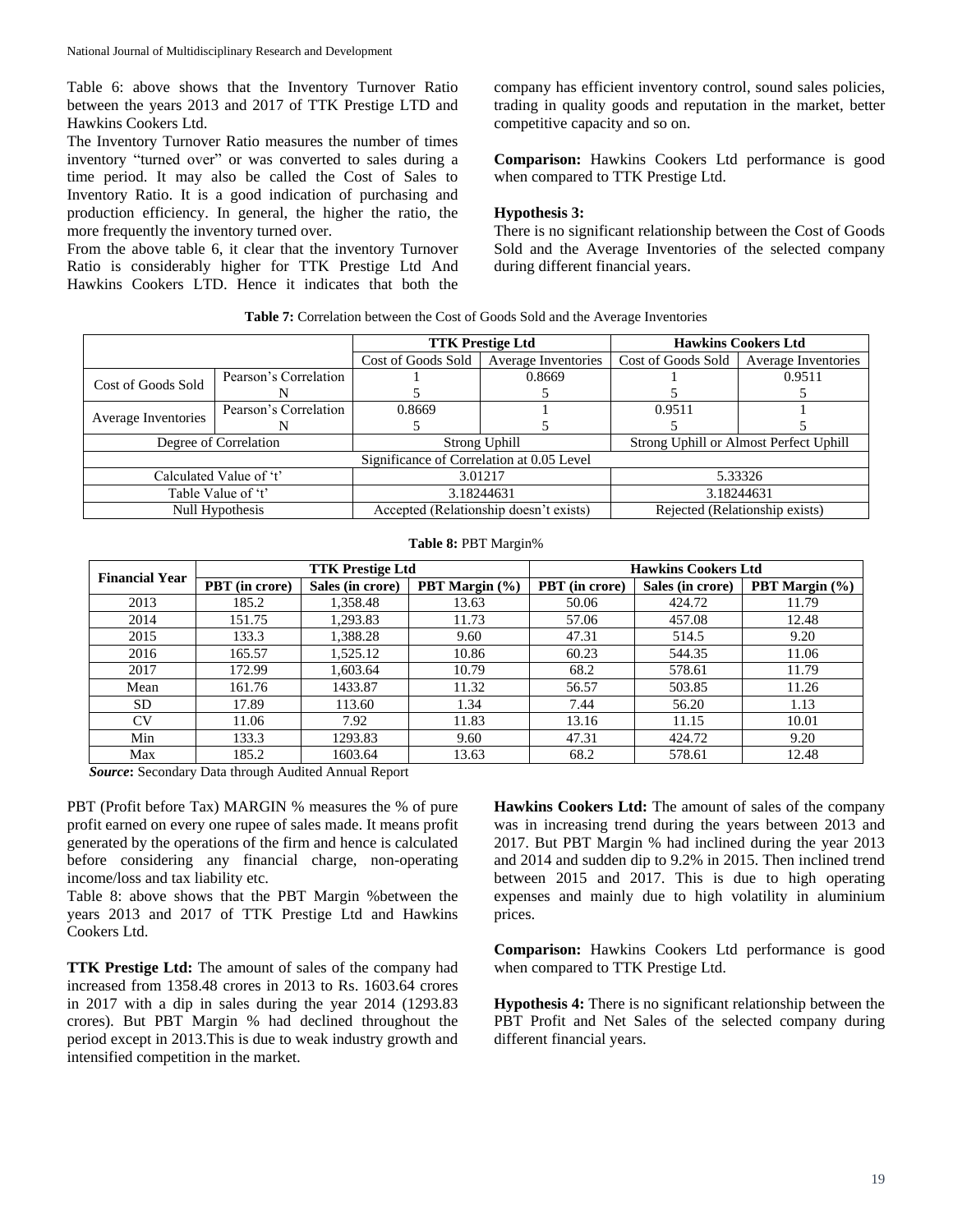Table 6: above shows that the Inventory Turnover Ratio between the years 2013 and 2017 of TTK Prestige LTD and Hawkins Cookers Ltd.

The Inventory Turnover Ratio measures the number of times inventory "turned over" or was converted to sales during a time period. It may also be called the Cost of Sales to Inventory Ratio. It is a good indication of purchasing and production efficiency. In general, the higher the ratio, the more frequently the inventory turned over.

From the above table 6, it clear that the inventory Turnover Ratio is considerably higher for TTK Prestige Ltd And Hawkins Cookers LTD. Hence it indicates that both the company has efficient inventory control, sound sales policies, trading in quality goods and reputation in the market, better competitive capacity and so on.

**Comparison:** Hawkins Cookers Ltd performance is good when compared to TTK Prestige Ltd.

**Hypothesis 3:**

There is no significant relationship between the Cost of Goods Sold and the Average Inventories of the selected company during different financial years.

**Table 7:** Correlation between the Cost of Goods Sold and the Average Inventories

| | | TTK Prestige Ltd | | Hawkins Cookers Ltd | |
|---|---|---|---|---|---|
| | | Cost of Goods Sold | Average Inventories | Cost of Goods Sold | Average Inventories |
| Cost of Goods Sold | Pearson's Correlation | 1 | 0.8669 | 1 | 0.9511 |
| | N | 5 | 5 | 5 | 5 |
| Average Inventories | Pearson's Correlation | 0.8669 | 1 | 0.9511 | 1 |
| | N | 5 | 5 | 5 | 5 |
| Degree of Correlation | | Strong Uphill | | Strong Uphill or Almost Perfect Uphill | |
| Significance of Correlation at 0.05 Level | | | | | |
| Calculated Value of 't' | | 3.01217 | | 5.33326 | |
| Table Value of 't' | | 3.18244631 | | 3.18244631 | |
| Null Hypothesis | | Accepted (Relationship doesn't exists) | | Rejected (Relationship exists) | |

**Table 8:** PBT Margin%

| Financial Year | TTK Prestige Ltd | | | Hawkins Cookers Ltd | | |
|---|---|---|---|---|---|---|
| | **PBT (in crore)** | **Sales (in crore)** | **PBT Margin (%)** | **PBT (in crore)** | **Sales (in crore)** | **PBT Margin (%)** |
| 2013 | 185.2 | 1,358.48 | 13.63 | 50.06 | 424.72 | 11.79 |
| 2014 | 151.75 | 1,293.83 | 11.73 | 57.06 | 457.08 | 12.48 |
| 2015 | 133.3 | 1,388.28 | 9.60 | 47.31 | 514.5 | 9.20 |
| 2016 | 165.57 | 1,525.12 | 10.86 | 60.23 | 544.35 | 11.06 |
| 2017 | 172.99 | 1,603.64 | 10.79 | 68.2 | 578.61 | 11.79 |
| Mean | 161.76 | 1433.87 | 11.32 | 56.57 | 503.85 | 11.26 |
| SD | 17.89 | 113.60 | 1.34 | 7.44 | 56.20 | 1.13 |
| CV | 11.06 | 7.92 | 11.83 | 13.16 | 11.15 | 10.01 |
| Min | 133.3 | 1293.83 | 9.60 | 47.31 | 424.72 | 9.20 |
| Max | 185.2 | 1603.64 | 13.63 | 68.2 | 578.61 | 12.48 |

***Source*:** Secondary Data through Audited Annual Report

PBT (Profit before Tax) MARGIN % measures the % of pure profit earned on every one rupee of sales made. It means profit generated by the operations of the firm and hence is calculated before considering any financial charge, non-operating income/loss and tax liability etc.

Table 8: above shows that the PBT Margin %between the years 2013 and 2017 of TTK Prestige Ltd and Hawkins Cookers Ltd.

**TTK Prestige Ltd:** The amount of sales of the company had increased from 1358.48 crores in 2013 to Rs. 1603.64 crores in 2017 with a dip in sales during the year 2014 (1293.83 crores). But PBT Margin % had declined throughout the period except in 2013.This is due to weak industry growth and intensified competition in the market.

**Hawkins Cookers Ltd:** The amount of sales of the company was in increasing trend during the years between 2013 and 2017. But PBT Margin % had inclined during the year 2013 and 2014 and sudden dip to 9.2% in 2015. Then inclined trend between 2015 and 2017. This is due to high operating expenses and mainly due to high volatility in aluminium prices.

**Comparison:** Hawkins Cookers Ltd performance is good when compared to TTK Prestige Ltd.

**Hypothesis 4:** There is no significant relationship between the PBT Profit and Net Sales of the selected company during different financial years.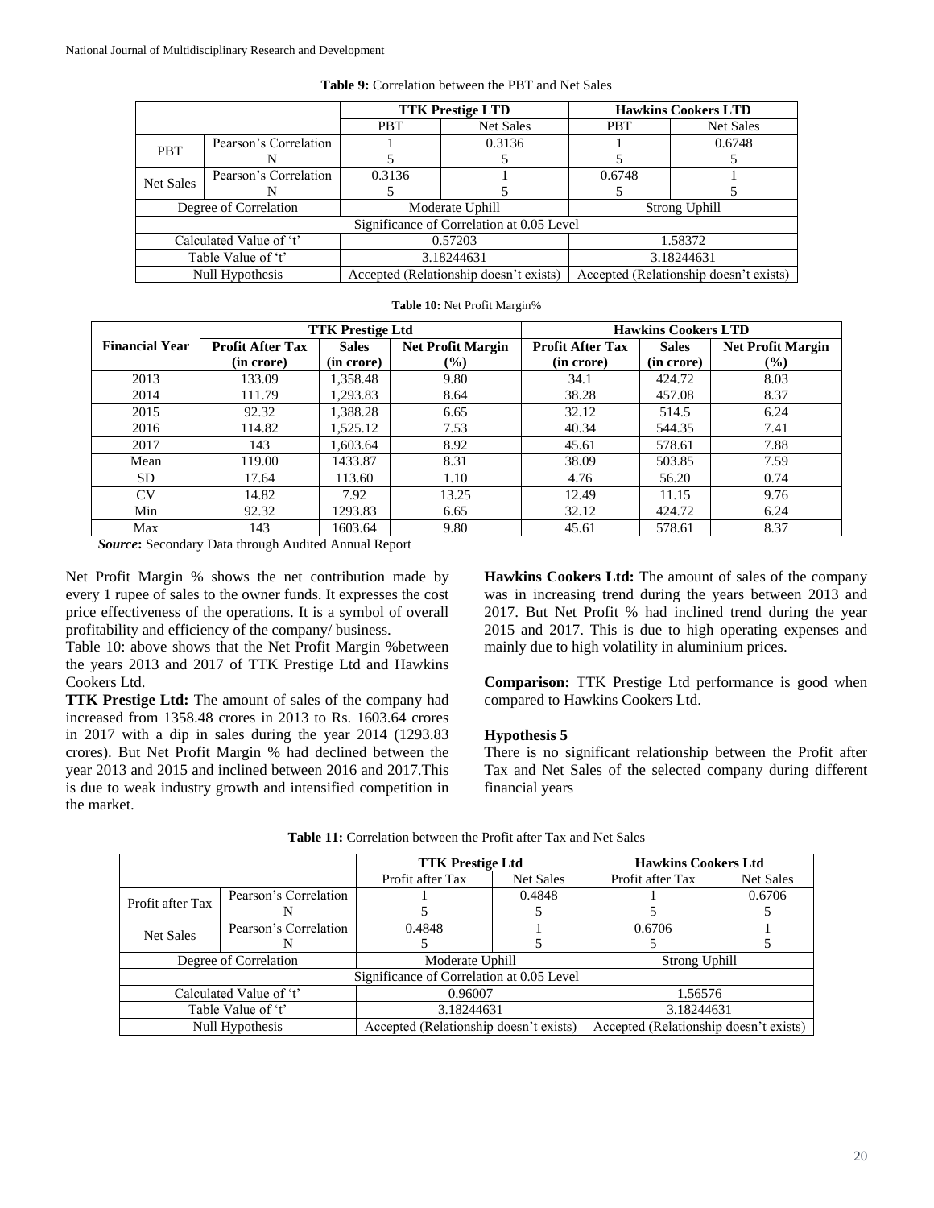**Table 9:** Correlation between the PBT and Net Sales

| | | TTK Prestige LTD | | Hawkins Cookers LTD | |
|---|---|---|---|---|---|
| | | PBT | Net Sales | PBT | Net Sales |
| PBT | Pearson's Correlation | 1 | 0.3136 | 1 | 0.6748 |
| | N | 5 | 5 | 5 | 5 |
| Net Sales | Pearson's Correlation | 0.3136 | 1 | 0.6748 | 1 |
| | N | 5 | 5 | 5 | 5 |
| Degree of Correlation | | Moderate Uphill | | Strong Uphill | |
| Significance of Correlation at 0.05 Level | | | | | |
| Calculated Value of 't' | | 0.57203 | | 1.58372 | |
| Table Value of 't' | | 3.18244631 | | 3.18244631 | |
| Null Hypothesis | | Accepted (Relationship doesn't exists) | | Accepted (Relationship doesn't exists) | |

**Table 10:** Net Profit Margin%

| Financial Year | TTK Prestige Ltd | | | Hawkins Cookers LTD | | |
|---|---|---|---|---|---|---|
| | Profit After Tax (in crore) | Sales (in crore) | Net Profit Margin (%) | Profit After Tax (in crore) | Sales (in crore) | Net Profit Margin (%) |
| 2013 | 133.09 | 1,358.48 | 9.80 | 34.1 | 424.72 | 8.03 |
| 2014 | 111.79 | 1,293.83 | 8.64 | 38.28 | 457.08 | 8.37 |
| 2015 | 92.32 | 1,388.28 | 6.65 | 32.12 | 514.5 | 6.24 |
| 2016 | 114.82 | 1,525.12 | 7.53 | 40.34 | 544.35 | 7.41 |
| 2017 | 143 | 1,603.64 | 8.92 | 45.61 | 578.61 | 7.88 |
| Mean | 119.00 | 1433.87 | 8.31 | 38.09 | 503.85 | 7.59 |
| SD | 17.64 | 113.60 | 1.10 | 4.76 | 56.20 | 0.74 |
| CV | 14.82 | 7.92 | 13.25 | 12.49 | 11.15 | 9.76 |
| Min | 92.32 | 1293.83 | 6.65 | 32.12 | 424.72 | 6.24 |
| Max | 143 | 1603.64 | 9.80 | 45.61 | 578.61 | 8.37 |

***Source*:** Secondary Data through Audited Annual Report

Net Profit Margin % shows the net contribution made by every 1 rupee of sales to the owner funds. It expresses the cost price effectiveness of the operations. It is a symbol of overall profitability and efficiency of the company/ business.

Table 10: above shows that the Net Profit Margin %between the years 2013 and 2017 of TTK Prestige Ltd and Hawkins Cookers Ltd.

**TTK Prestige Ltd:** The amount of sales of the company had increased from 1358.48 crores in 2013 to Rs. 1603.64 crores in 2017 with a dip in sales during the year 2014 (1293.83 crores). But Net Profit Margin % had declined between the year 2013 and 2015 and inclined between 2016 and 2017.This is due to weak industry growth and intensified competition in the market.

**Hawkins Cookers Ltd:** The amount of sales of the company was in increasing trend during the years between 2013 and 2017. But Net Profit % had inclined trend during the year 2015 and 2017. This is due to high operating expenses and mainly due to high volatility in aluminium prices.

**Comparison:** TTK Prestige Ltd performance is good when compared to Hawkins Cookers Ltd.

**Hypothesis 5**

There is no significant relationship between the Profit after Tax and Net Sales of the selected company during different financial years

**Table 11:** Correlation between the Profit after Tax and Net Sales

| | | TTK Prestige Ltd | | Hawkins Cookers Ltd | |
|---|---|---|---|---|---|
| | | Profit after Tax | Net Sales | Profit after Tax | Net Sales |
| Profit after Tax | Pearson's Correlation | 1 | 0.4848 | 1 | 0.6706 |
| | N | 5 | 5 | 5 | 5 |
| Net Sales | Pearson's Correlation | 0.4848 | 1 | 0.6706 | 1 |
| | N | 5 | 5 | 5 | 5 |
| Degree of Correlation | | Moderate Uphill | | Strong Uphill | |
| Significance of Correlation at 0.05 Level | | | | | |
| Calculated Value of 't' | | 0.96007 | | 1.56576 | |
| Table Value of 't' | | 3.18244631 | | 3.18244631 | |
| Null Hypothesis | | Accepted (Relationship doesn't exists) | | Accepted (Relationship doesn't exists) | |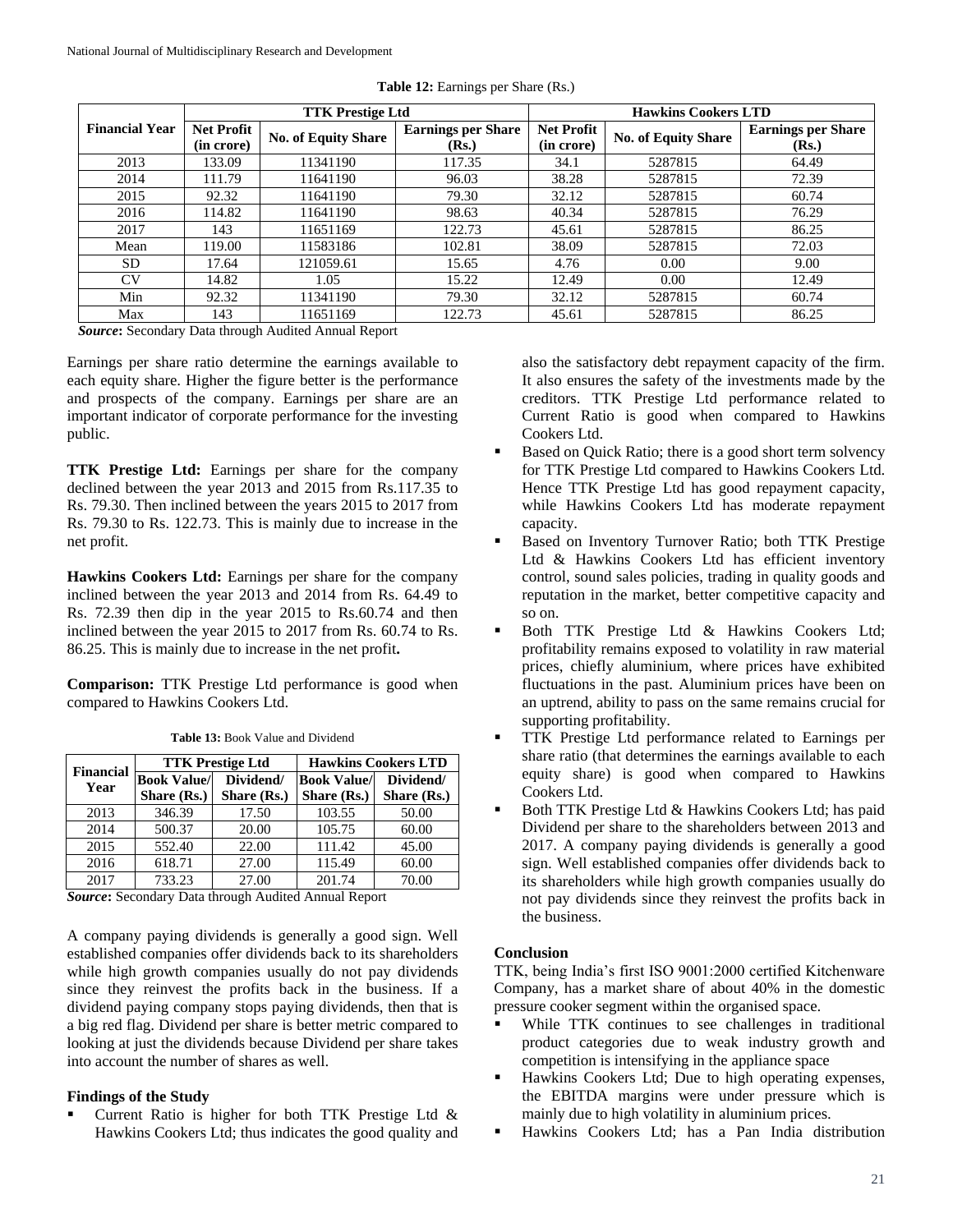**Table 12:** Earnings per Share (Rs.)

| Financial Year | TTK Prestige Ltd | | | Hawkins Cookers LTD | | |
|---|---|---|---|---|---|---|
| | Net Profit (in crore) | No. of Equity Share | Earnings per Share (Rs.) | Net Profit (in crore) | No. of Equity Share | Earnings per Share (Rs.) |
| 2013 | 133.09 | 11341190 | 117.35 | 34.1 | 5287815 | 64.49 |
| 2014 | 111.79 | 11641190 | 96.03 | 38.28 | 5287815 | 72.39 |
| 2015 | 92.32 | 11641190 | 79.30 | 32.12 | 5287815 | 60.74 |
| 2016 | 114.82 | 11641190 | 98.63 | 40.34 | 5287815 | 76.29 |
| 2017 | 143 | 11651169 | 122.73 | 45.61 | 5287815 | 86.25 |
| Mean | 119.00 | 11583186 | 102.81 | 38.09 | 5287815 | 72.03 |
| SD | 17.64 | 121059.61 | 15.65 | 4.76 | 0.00 | 9.00 |
| CV | 14.82 | 1.05 | 15.22 | 12.49 | 0.00 | 12.49 |
| Min | 92.32 | 11341190 | 79.30 | 32.12 | 5287815 | 60.74 |
| Max | 143 | 11651169 | 122.73 | 45.61 | 5287815 | 86.25 |

***Source*:** Secondary Data through Audited Annual Report

Earnings per share ratio determine the earnings available to each equity share. Higher the figure better is the performance and prospects of the company. Earnings per share are an important indicator of corporate performance for the investing public.

**TTK Prestige Ltd:** Earnings per share for the company declined between the year 2013 and 2015 from Rs.117.35 to Rs. 79.30. Then inclined between the years 2015 to 2017 from Rs. 79.30 to Rs. 122.73. This is mainly due to increase in the net profit.

**Hawkins Cookers Ltd:** Earnings per share for the company inclined between the year 2013 and 2014 from Rs. 64.49 to Rs. 72.39 then dip in the year 2015 to Rs.60.74 and then inclined between the year 2015 to 2017 from Rs. 60.74 to Rs. 86.25. This is mainly due to increase in the net profit**.**

**Comparison:** TTK Prestige Ltd performance is good when compared to Hawkins Cookers Ltd.

**Table 13:** Book Value and Dividend

| Financial Year | TTK Prestige Ltd | | Hawkins Cookers LTD | |
|---|---|---|---|---|
| | Book Value/ Share (Rs.) | Dividend/ Share (Rs.) | Book Value/ Share (Rs.) | Dividend/ Share (Rs.) |
| 2013 | 346.39 | 17.50 | 103.55 | 50.00 |
| 2014 | 500.37 | 20.00 | 105.75 | 60.00 |
| 2015 | 552.40 | 22.00 | 111.42 | 45.00 |
| 2016 | 618.71 | 27.00 | 115.49 | 60.00 |
| 2017 | 733.23 | 27.00 | 201.74 | 70.00 |

***Source*:** Secondary Data through Audited Annual Report

A company paying dividends is generally a good sign. Well established companies offer dividends back to its shareholders while high growth companies usually do not pay dividends since they reinvest the profits back in the business. If a dividend paying company stops paying dividends, then that is a big red flag. Dividend per share is better metric compared to looking at just the dividends because Dividend per share takes into account the number of shares as well.

### Findings of the Study

- Current Ratio is higher for both TTK Prestige Ltd & Hawkins Cookers Ltd; thus indicates the good quality and also the satisfactory debt repayment capacity of the firm. It also ensures the safety of the investments made by the creditors. TTK Prestige Ltd performance related to Current Ratio is good when compared to Hawkins Cookers Ltd.
- Based on Quick Ratio; there is a good short term solvency for TTK Prestige Ltd compared to Hawkins Cookers Ltd. Hence TTK Prestige Ltd has good repayment capacity, while Hawkins Cookers Ltd has moderate repayment capacity.
- Based on Inventory Turnover Ratio; both TTK Prestige Ltd & Hawkins Cookers Ltd has efficient inventory control, sound sales policies, trading in quality goods and reputation in the market, better competitive capacity and so on.
- Both TTK Prestige Ltd & Hawkins Cookers Ltd; profitability remains exposed to volatility in raw material prices, chiefly aluminium, where prices have exhibited fluctuations in the past. Aluminium prices have been on an uptrend, ability to pass on the same remains crucial for supporting profitability.
- TTK Prestige Ltd performance related to Earnings per share ratio (that determines the earnings available to each equity share) is good when compared to Hawkins Cookers Ltd.
- Both TTK Prestige Ltd & Hawkins Cookers Ltd; has paid Dividend per share to the shareholders between 2013 and 2017. A company paying dividends is generally a good sign. Well established companies offer dividends back to its shareholders while high growth companies usually do not pay dividends since they reinvest the profits back in the business.

### Conclusion

TTK, being India's first ISO 9001:2000 certified Kitchenware Company, has a market share of about 40% in the domestic pressure cooker segment within the organised space.

- While TTK continues to see challenges in traditional product categories due to weak industry growth and competition is intensifying in the appliance space
- Hawkins Cookers Ltd; Due to high operating expenses, the EBITDA margins were under pressure which is mainly due to high volatility in aluminium prices.
- Hawkins Cookers Ltd; has a Pan India distribution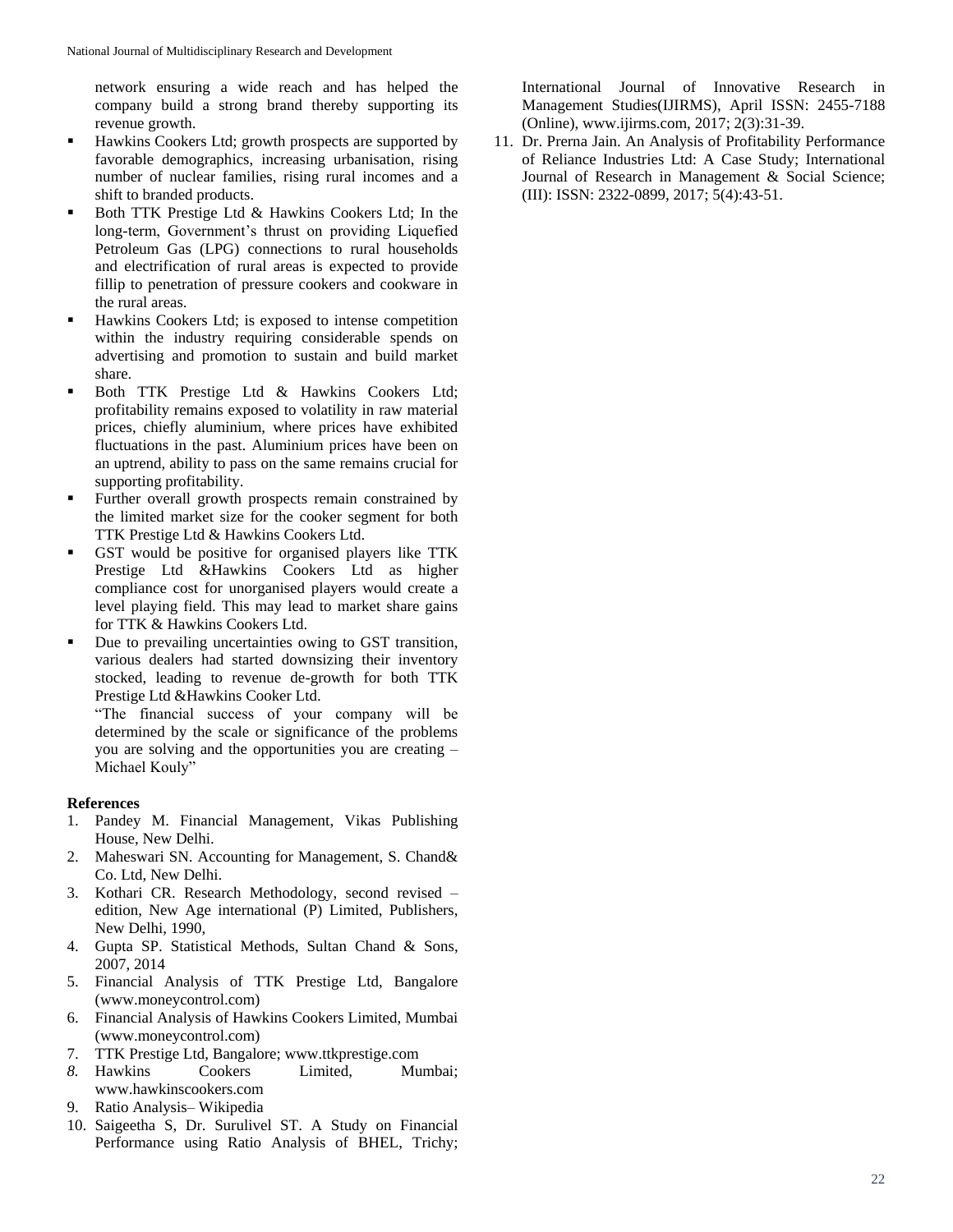network ensuring a wide reach and has helped the company build a strong brand thereby supporting its revenue growth.

- Hawkins Cookers Ltd; growth prospects are supported by favorable demographics, increasing urbanisation, rising number of nuclear families, rising rural incomes and a shift to branded products.
- Both TTK Prestige Ltd & Hawkins Cookers Ltd; In the long-term, Government's thrust on providing Liquefied Petroleum Gas (LPG) connections to rural households and electrification of rural areas is expected to provide fillip to penetration of pressure cookers and cookware in the rural areas.
- Hawkins Cookers Ltd; is exposed to intense competition within the industry requiring considerable spends on advertising and promotion to sustain and build market share.
- Both TTK Prestige Ltd & Hawkins Cookers Ltd; profitability remains exposed to volatility in raw material prices, chiefly aluminium, where prices have exhibited fluctuations in the past. Aluminium prices have been on an uptrend, ability to pass on the same remains crucial for supporting profitability.
- Further overall growth prospects remain constrained by the limited market size for the cooker segment for both TTK Prestige Ltd & Hawkins Cookers Ltd.
- GST would be positive for organised players like TTK Prestige Ltd &Hawkins Cookers Ltd as higher compliance cost for unorganised players would create a level playing field. This may lead to market share gains for TTK & Hawkins Cookers Ltd.
- Due to prevailing uncertainties owing to GST transition, various dealers had started downsizing their inventory stocked, leading to revenue de-growth for both TTK Prestige Ltd &Hawkins Cooker Ltd.

  "The financial success of your company will be determined by the scale or significance of the problems you are solving and the opportunities you are creating – Michael Kouly"

**References**

1. Pandey M. Financial Management, Vikas Publishing House, New Delhi.
2. Maheswari SN. Accounting for Management, S. Chand& Co. Ltd, New Delhi.
3. Kothari CR. Research Methodology, second revised – edition, New Age international (P) Limited, Publishers, New Delhi, 1990,
4. Gupta SP. Statistical Methods, Sultan Chand & Sons, 2007, 2014
5. Financial Analysis of TTK Prestige Ltd, Bangalore (www.moneycontrol.com)
6. Financial Analysis of Hawkins Cookers Limited, Mumbai (www.moneycontrol.com)
7. TTK Prestige Ltd, Bangalore; www.ttkprestige.com
8. Hawkins Cookers Limited, Mumbai; www.hawkinscookers.com
9. Ratio Analysis– Wikipedia
10. Saigeetha S, Dr. Surulivel ST. A Study on Financial Performance using Ratio Analysis of BHEL, Trichy; International Journal of Innovative Research in Management Studies(IJIRMS), April ISSN: 2455-7188 (Online), www.ijirms.com, 2017; 2(3):31-39.
11. Dr. Prerna Jain. An Analysis of Profitability Performance of Reliance Industries Ltd: A Case Study; International Journal of Research in Management & Social Science; (III): ISSN: 2322-0899, 2017; 5(4):43-51.